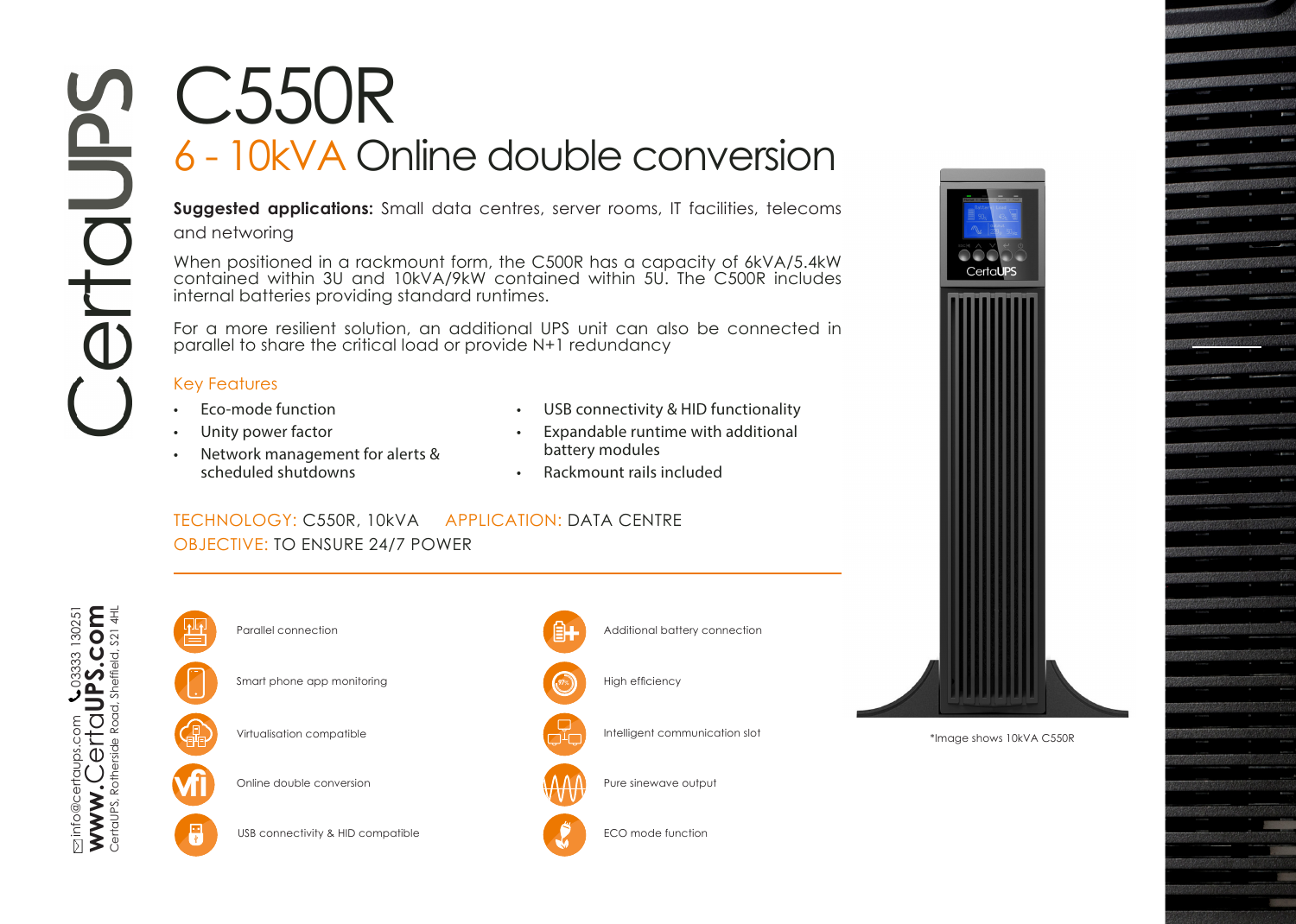# C550R

## 6 - 10kVA Online double conversion

**Suggested applications:** Small data centres, server rooms, IT facilities, telecoms and networing

When positioned in a rackmount form, the C500R has a capacity of 6kVA/5.4kW contained within 3U and 10kVA/9kW contained within 5U. The C500R includes internal batteries providing standard runtimes.

For a more resilient solution, an additional UPS unit can also be connected in parallel to share the critical load or provide N+1 redundancy

### Key Features

- Eco-mode function
- Unity power factor
- Network management for alerts & scheduled shutdowns
- USB connectivity & HID functionality
- Expandable runtime with additional battery modules
- Rackmount rails included

TECHNOLOGY: C550R, 10kVA APPLICATION: DATA CENTRE
OBJECTIVE: TO ENSURE 24/7 POWER

- Parallel connection
- Smart phone app monitoring
- Virtualisation compatible
- Online double conversion
- USB connectivity & HID compatible
- Additional battery connection
- High efficiency
- Intelligent communication slot
- Pure sinewave output
- ECO mode function

*Image shows 10kVA C550R

CertaUPS

info@certaups.com 03333 130251
**www.CertaUPS.com**
CertaUPS, Rotherside Road, Sheffield, S21 4HL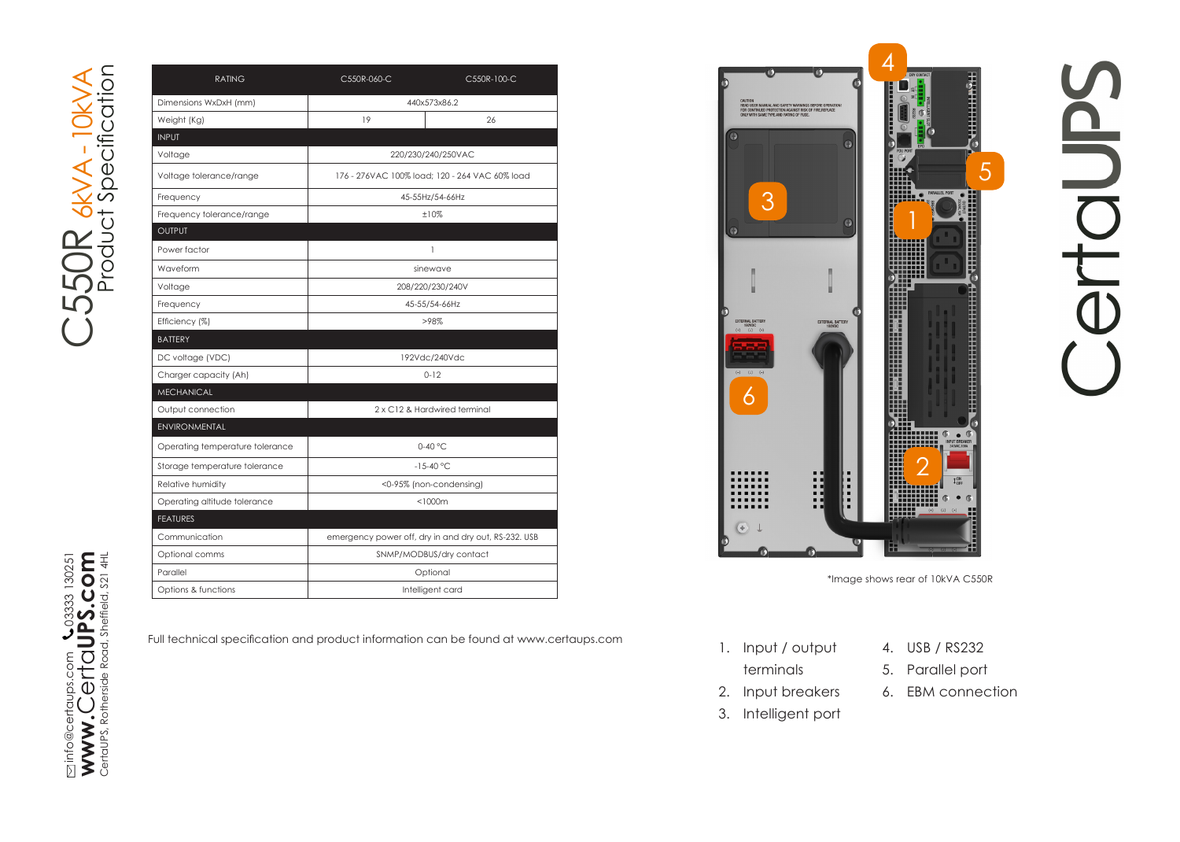# C550R 6kVA - 10kVA Product Specification

| RATING | C550R-060-C | C550R-100-C |
|---|---|---|
| Dimensions WxDxH (mm) | 440x573x86.2 | |
| Weight (Kg) | 19 | 26 |
| INPUT | | |
| Voltage | 220/230/240/250VAC | |
| Voltage tolerance/range | 176 - 276VAC 100% load; 120 - 264 VAC 60% load | |
| Frequency | 45-55Hz/54-66Hz | |
| Frequency tolerance/range | ±10% | |
| OUTPUT | | |
| Power factor | 1 | |
| Waveform | sinewave | |
| Voltage | 208/220/230/240V | |
| Frequency | 45-55/54-66Hz | |
| Efficiency (%) | >98% | |
| BATTERY | | |
| DC voltage (VDC) | 192Vdc/240Vdc | |
| Charger capacity (Ah) | 0-12 | |
| MECHANICAL | | |
| Output connection | 2 x C12 & Hardwired terminal | |
| ENVIRONMENTAL | | |
| Operating temperature tolerance | 0-40 °C | |
| Storage temperature tolerance | -15-40 °C | |
| Relative humidity | <0-95% (non-condensing) | |
| Operating altitude tolerance | <1000m | |
| FEATURES | | |
| Communication | emergency power off, dry in and dry out, RS-232. USB | |
| Optional comms | SNMP/MODBUS/dry contact | |
| Parallel | Optional | |
| Options & functions | Intelligent card | |

Full technical specification and product information can be found at www.certaups.com

*Image shows rear of 10kVA C550R

1. Input / output terminals
2. Input breakers
3. Intelligent port
4. USB / RS232
5. Parallel port
6. EBM connection

CertaUPS

info@certaups.com 03333 130251
www.CertaUPS.com
CertaUPS, Rotherside Road, Sheffield, S21 4HL